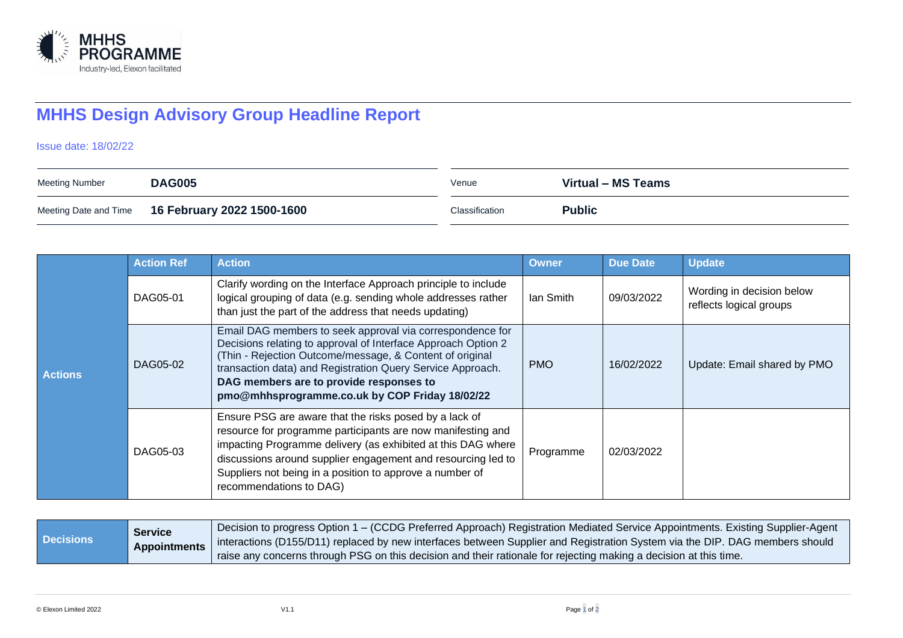# MHHS Design Advisory Group Headline Report

Issue date: 18/02/22

| Meeting Number | **DAG005** | Venue | **Virtual – MS Teams** |
| --- | --- | --- | --- |
| Meeting Date and Time | **16 February 2022 1500-1600** | Classification | **Public** |

| | Action Ref | Action | Owner | Due Date | Update |
| --- | --- | --- | --- | --- | --- |
| **Actions** | DAG05-01 | Clarify wording on the Interface Approach principle to include logical grouping of data (e.g. sending whole addresses rather than just the part of the address that needs updating) | Ian Smith | 09/03/2022 | Wording in decision below reflects logical groups |
| | DAG05-02 | Email DAG members to seek approval via correspondence for Decisions relating to approval of Interface Approach Option 2 (Thin - Rejection Outcome/message, & Content of original transaction data) and Registration Query Service Approach. **DAG members are to provide responses to pmo@mhhsprogramme.co.uk by COP Friday 18/02/22** | PMO | 16/02/2022 | Update: Email shared by PMO |
| | DAG05-03 | Ensure PSG are aware that the risks posed by a lack of resource for programme participants are now manifesting and impacting Programme delivery (as exhibited at this DAG where discussions around supplier engagement and resourcing led to Suppliers not being in a position to approve a number of recommendations to DAG) | Programme | 02/03/2022 | |

| | | |
| --- | --- | --- |
| **Decisions** | **Service Appointments** | Decision to progress Option 1 – (CCDG Preferred Approach) Registration Mediated Service Appointments. Existing Supplier-Agent interactions (D155/D11) replaced by new interfaces between Supplier and Registration System via the DIP. DAG members should raise any concerns through PSG on this decision and their rationale for rejecting making a decision at this time. |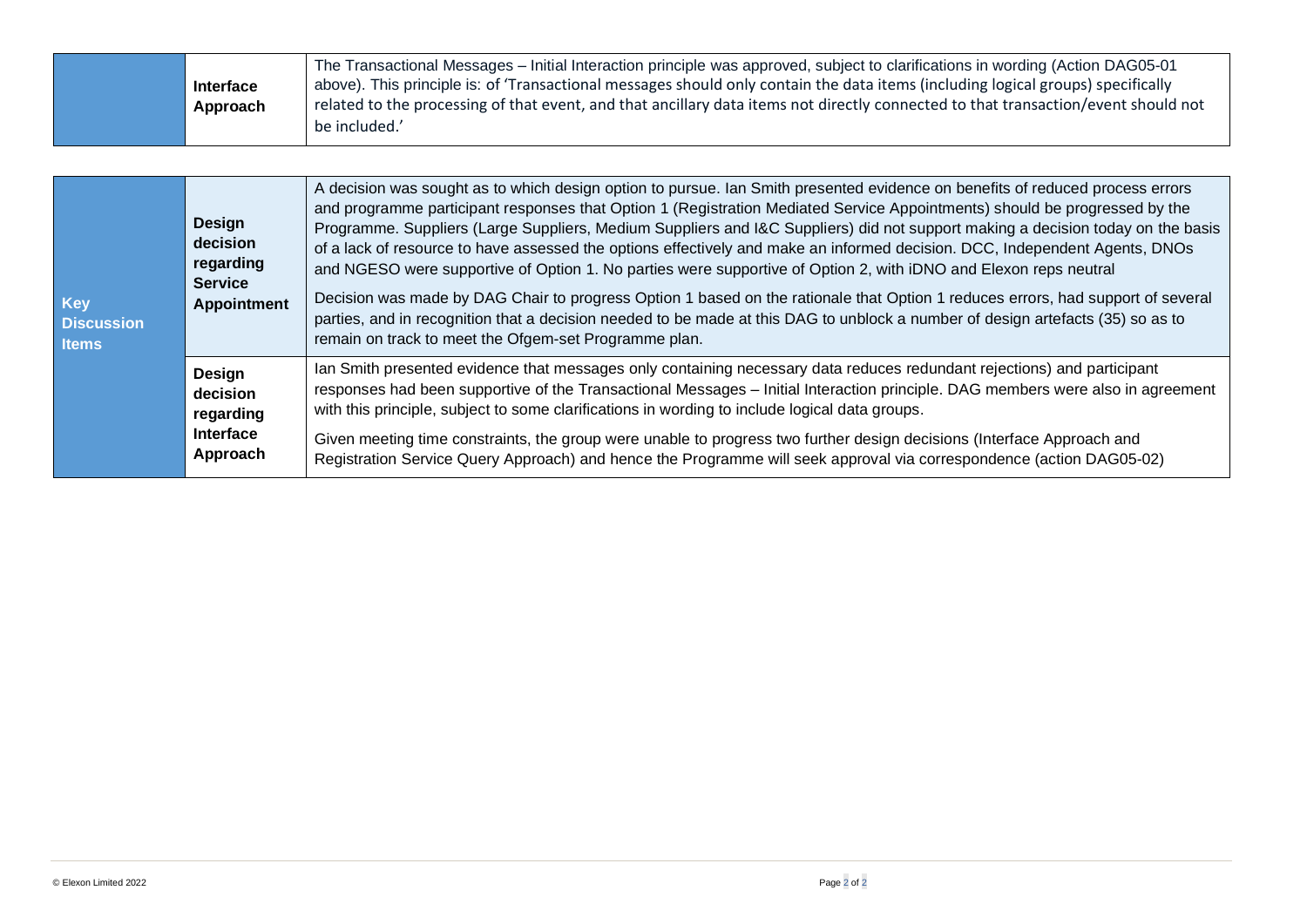| | | |
|---|---|---|
| | **Interface Approach** | The Transactional Messages – Initial Interaction principle was approved, subject to clarifications in wording (Action DAG05-01 above). This principle is: of 'Transactional messages should only contain the data items (including logical groups) specifically related to the processing of that event, and that ancillary data items not directly connected to that transaction/event should not be included.' |

| | | |
|---|---|---|
| **Key Discussion Items** | **Design decision regarding Service Appointment** | A decision was sought as to which design option to pursue. Ian Smith presented evidence on benefits of reduced process errors and programme participant responses that Option 1 (Registration Mediated Service Appointments) should be progressed by the Programme. Suppliers (Large Suppliers, Medium Suppliers and I&C Suppliers) did not support making a decision today on the basis of a lack of resource to have assessed the options effectively and make an informed decision. DCC, Independent Agents, DNOs and NGESO were supportive of Option 1. No parties were supportive of Option 2, with iDNO and Elexon reps neutral<br><br>Decision was made by DAG Chair to progress Option 1 based on the rationale that Option 1 reduces errors, had support of several parties, and in recognition that a decision needed to be made at this DAG to unblock a number of design artefacts (35) so as to remain on track to meet the Ofgem-set Programme plan. |
| | **Design decision regarding Interface Approach** | Ian Smith presented evidence that messages only containing necessary data reduces redundant rejections) and participant responses had been supportive of the Transactional Messages – Initial Interaction principle. DAG members were also in agreement with this principle, subject to some clarifications in wording to include logical data groups.<br><br>Given meeting time constraints, the group were unable to progress two further design decisions (Interface Approach and Registration Service Query Approach) and hence the Programme will seek approval via correspondence (action DAG05-02) |

© Elexon Limited 2022